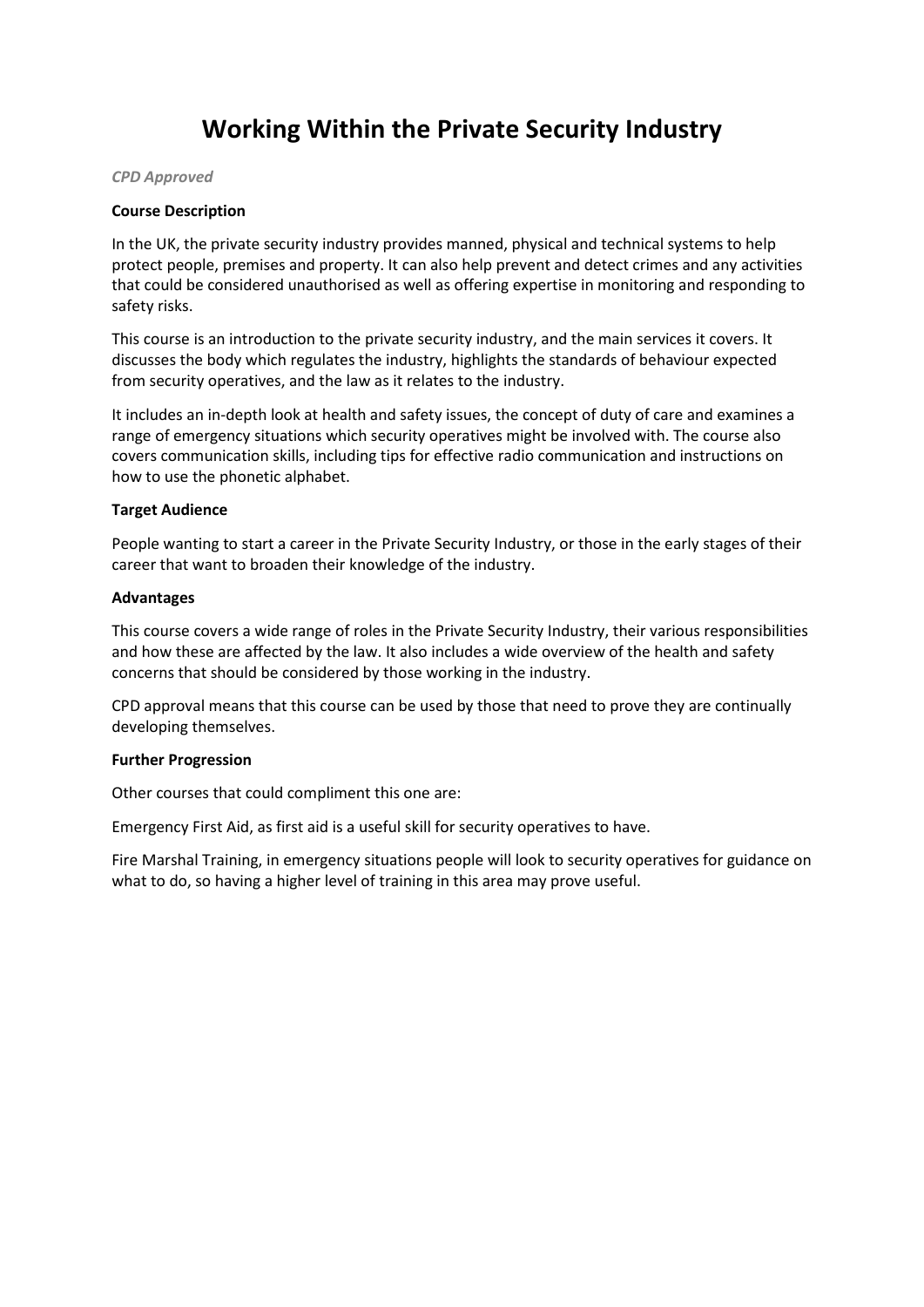# Working Within the Private Security Industry

*CPD Approved*

**Course Description**

In the UK, the private security industry provides manned, physical and technical systems to help protect people, premises and property. It can also help prevent and detect crimes and any activities that could be considered unauthorised as well as offering expertise in monitoring and responding to safety risks.

This course is an introduction to the private security industry, and the main services it covers. It discusses the body which regulates the industry, highlights the standards of behaviour expected from security operatives, and the law as it relates to the industry.

It includes an in-depth look at health and safety issues, the concept of duty of care and examines a range of emergency situations which security operatives might be involved with. The course also covers communication skills, including tips for effective radio communication and instructions on how to use the phonetic alphabet.

**Target Audience**

People wanting to start a career in the Private Security Industry, or those in the early stages of their career that want to broaden their knowledge of the industry.

**Advantages**

This course covers a wide range of roles in the Private Security Industry, their various responsibilities and how these are affected by the law. It also includes a wide overview of the health and safety concerns that should be considered by those working in the industry.

CPD approval means that this course can be used by those that need to prove they are continually developing themselves.

**Further Progression**

Other courses that could compliment this one are:

Emergency First Aid, as first aid is a useful skill for security operatives to have.

Fire Marshal Training, in emergency situations people will look to security operatives for guidance on what to do, so having a higher level of training in this area may prove useful.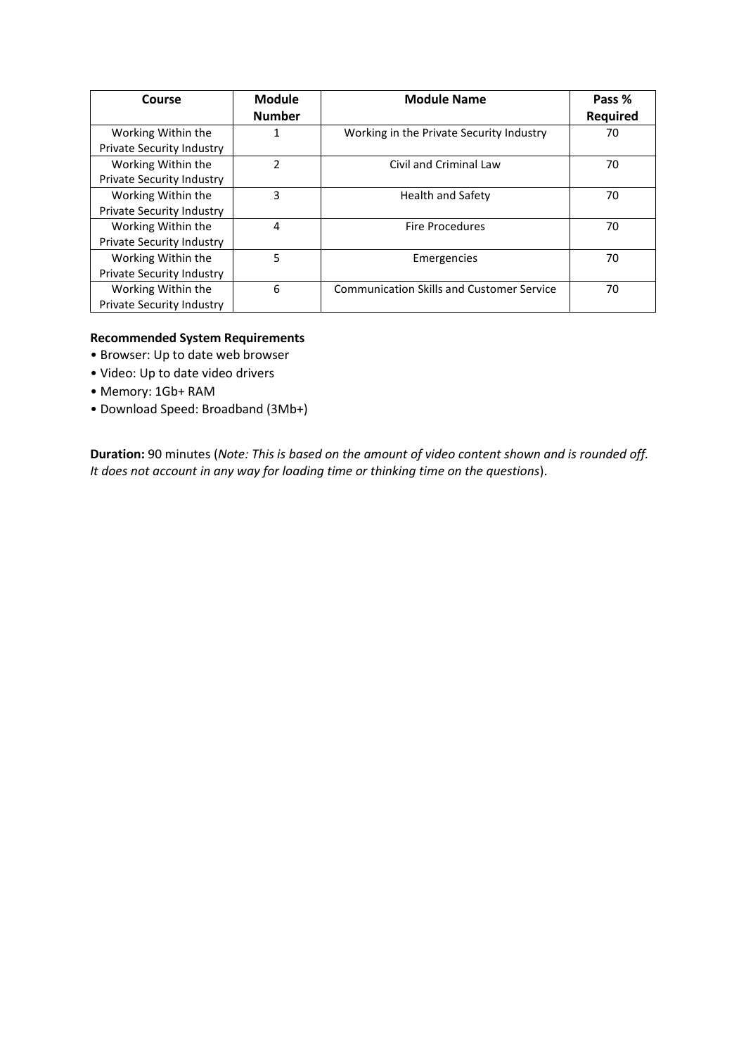| Course | Module Number | Module Name | Pass % Required |
|---|---|---|---|
| Working Within the Private Security Industry | 1 | Working in the Private Security Industry | 70 |
| Working Within the Private Security Industry | 2 | Civil and Criminal Law | 70 |
| Working Within the Private Security Industry | 3 | Health and Safety | 70 |
| Working Within the Private Security Industry | 4 | Fire Procedures | 70 |
| Working Within the Private Security Industry | 5 | Emergencies | 70 |
| Working Within the Private Security Industry | 6 | Communication Skills and Customer Service | 70 |

**Recommended System Requirements**

- Browser: Up to date web browser
- Video: Up to date video drivers
- Memory: 1Gb+ RAM
- Download Speed: Broadband (3Mb+)

**Duration:** 90 minutes (*Note: This is based on the amount of video content shown and is rounded off. It does not account in any way for loading time or thinking time on the questions*).